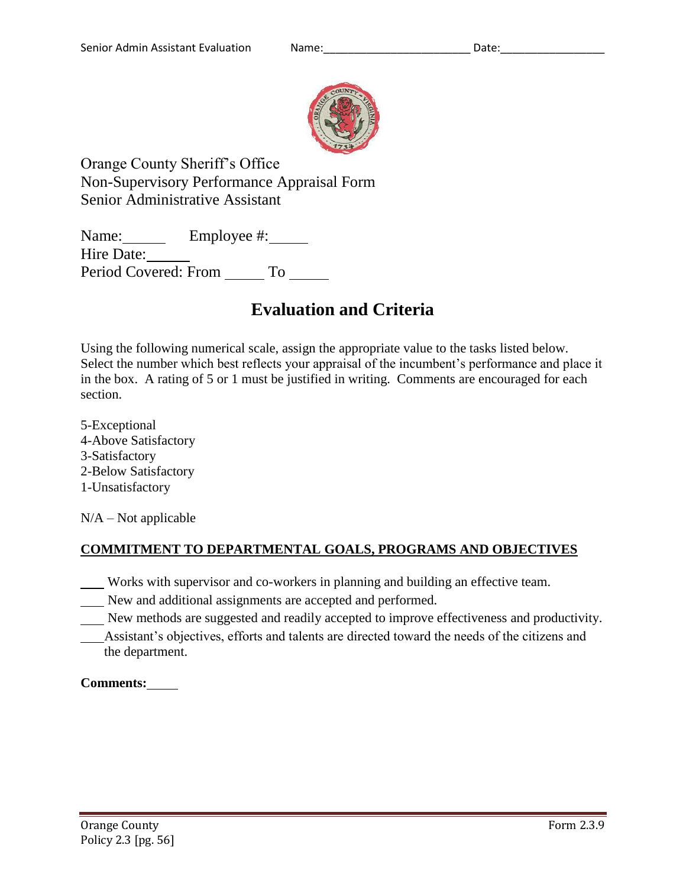Orange County Sheriff's Office
Non-Supervisory Performance Appraisal Form
Senior Administrative Assistant

Name:______ Employee #:_____
Hire Date:______
Period Covered: From _____ To _____

# Evaluation and Criteria

Using the following numerical scale, assign the appropriate value to the tasks listed below. Select the number which best reflects your appraisal of the incumbent's performance and place it in the box. A rating of 5 or 1 must be justified in writing. Comments are encouraged for each section.

5-Exceptional
4-Above Satisfactory
3-Satisfactory
2-Below Satisfactory
1-Unsatisfactory

N/A – Not applicable

## COMMITMENT TO DEPARTMENTAL GOALS, PROGRAMS AND OBJECTIVES

___ Works with supervisor and co-workers in planning and building an effective team.
___ New and additional assignments are accepted and performed.
___ New methods are suggested and readily accepted to improve effectiveness and productivity.
___ Assistant's objectives, efforts and talents are directed toward the needs of the citizens and the department.

**Comments:**_____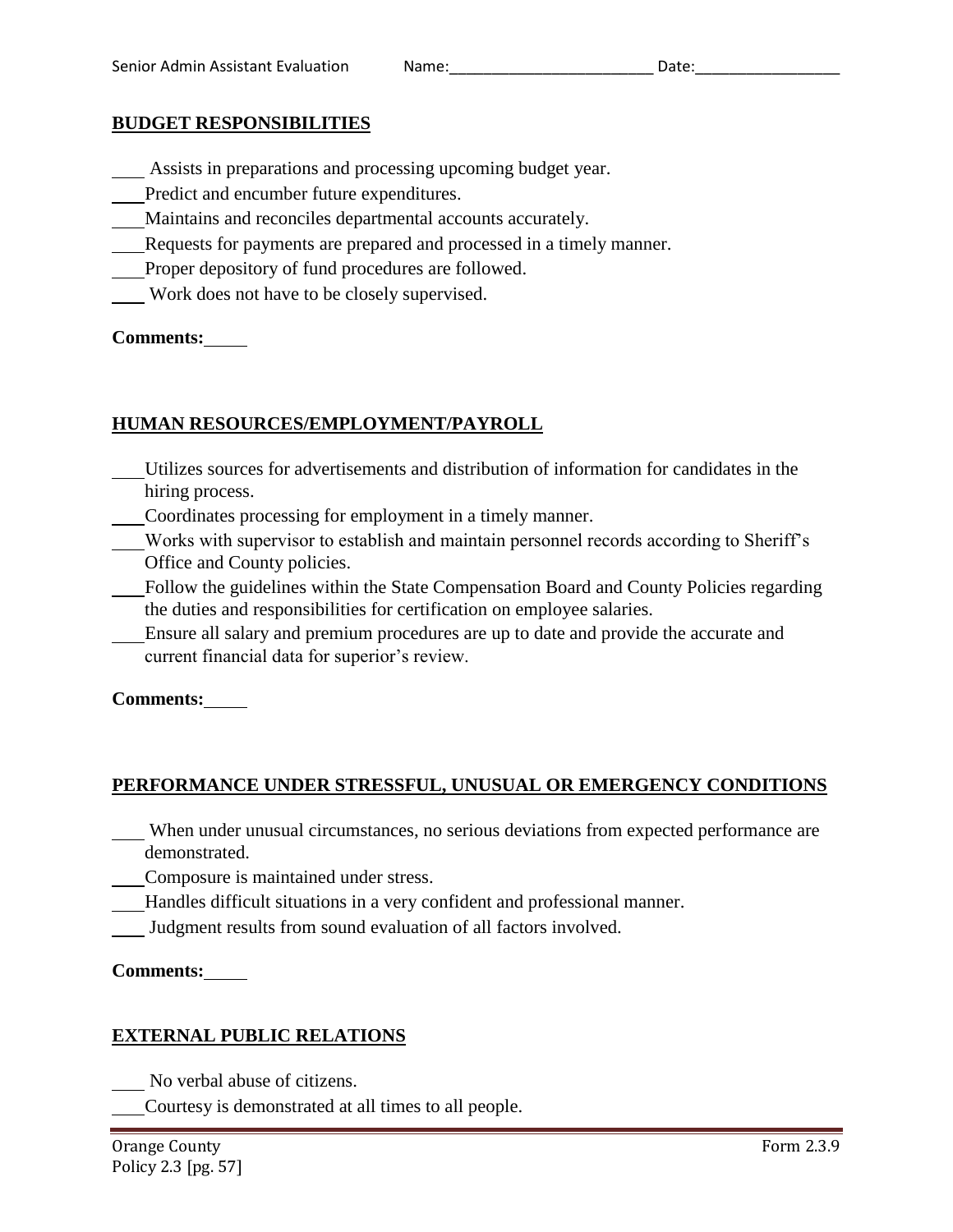## BUDGET RESPONSIBILITIES

\_\_\_\_ Assists in preparations and processing upcoming budget year.
\_\_\_\_ Predict and encumber future expenditures.
\_\_\_\_ Maintains and reconciles departmental accounts accurately.
\_\_\_\_ Requests for payments are prepared and processed in a timely manner.
\_\_\_\_ Proper depository of fund procedures are followed.
\_\_\_\_ Work does not have to be closely supervised.

**Comments:** \_\_\_\_\_

## HUMAN RESOURCES/EMPLOYMENT/PAYROLL

\_\_\_\_ Utilizes sources for advertisements and distribution of information for candidates in the hiring process.
\_\_\_\_ Coordinates processing for employment in a timely manner.
\_\_\_\_ Works with supervisor to establish and maintain personnel records according to Sheriff's Office and County policies.
\_\_\_\_ Follow the guidelines within the State Compensation Board and County Policies regarding the duties and responsibilities for certification on employee salaries.
\_\_\_\_ Ensure all salary and premium procedures are up to date and provide the accurate and current financial data for superior's review.

**Comments:** \_\_\_\_\_

## PERFORMANCE UNDER STRESSFUL, UNUSUAL OR EMERGENCY CONDITIONS

\_\_\_\_ When under unusual circumstances, no serious deviations from expected performance are demonstrated.
\_\_\_\_ Composure is maintained under stress.
\_\_\_\_ Handles difficult situations in a very confident and professional manner.
\_\_\_\_ Judgment results from sound evaluation of all factors involved.

**Comments:** \_\_\_\_\_

## EXTERNAL PUBLIC RELATIONS

\_\_\_\_ No verbal abuse of citizens.
\_\_\_\_ Courtesy is demonstrated at all times to all people.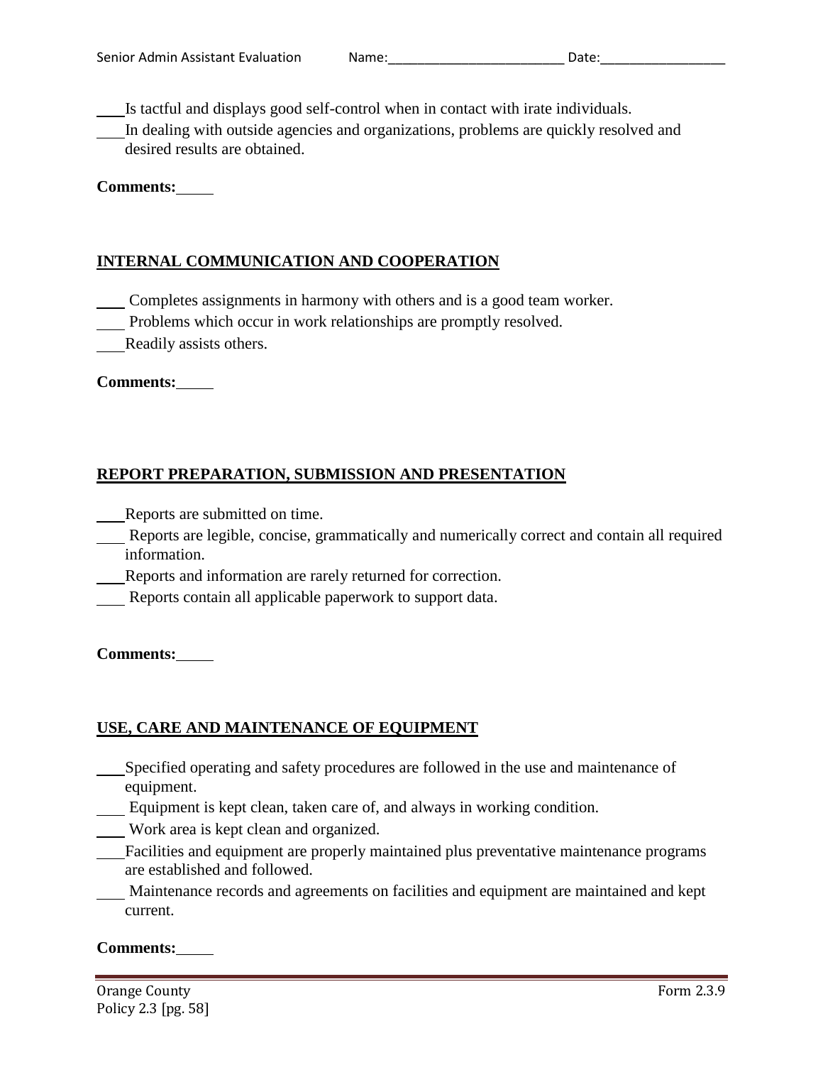\_\_\_\_Is tactful and displays good self-control when in contact with irate individuals.

\_\_\_\_In dealing with outside agencies and organizations, problems are quickly resolved and desired results are obtained.

**Comments:**\_\_\_\_\_

## INTERNAL COMMUNICATION AND COOPERATION

\_\_\_\_ Completes assignments in harmony with others and is a good team worker.

\_\_\_\_ Problems which occur in work relationships are promptly resolved.

\_\_\_\_Readily assists others.

**Comments:**\_\_\_\_\_

## REPORT PREPARATION, SUBMISSION AND PRESENTATION

\_\_\_\_Reports are submitted on time.

\_\_\_\_ Reports are legible, concise, grammatically and numerically correct and contain all required information.

\_\_\_\_Reports and information are rarely returned for correction.

\_\_\_\_ Reports contain all applicable paperwork to support data.

**Comments:**\_\_\_\_\_

## USE, CARE AND MAINTENANCE OF EQUIPMENT

\_\_\_\_Specified operating and safety procedures are followed in the use and maintenance of equipment.

\_\_\_\_ Equipment is kept clean, taken care of, and always in working condition.

\_\_\_\_ Work area is kept clean and organized.

\_\_\_\_Facilities and equipment are properly maintained plus preventative maintenance programs are established and followed.

\_\_\_\_ Maintenance records and agreements on facilities and equipment are maintained and kept current.

**Comments:**\_\_\_\_\_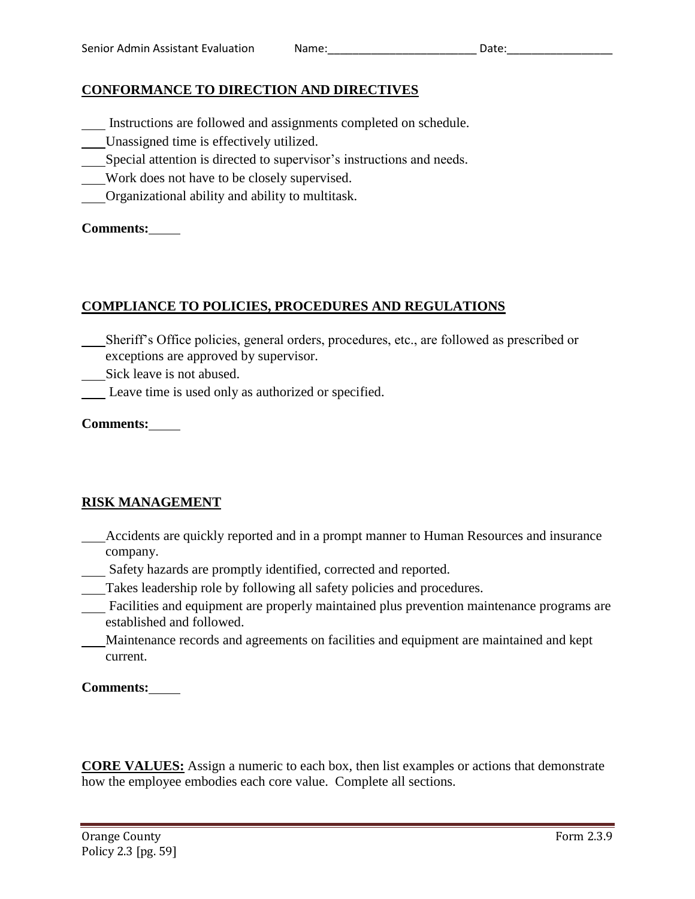## CONFORMANCE TO DIRECTION AND DIRECTIVES

\_\_\_\_ Instructions are followed and assignments completed on schedule.
\_\_\_\_ Unassigned time is effectively utilized.
\_\_\_\_ Special attention is directed to supervisor's instructions and needs.
\_\_\_\_ Work does not have to be closely supervised.
\_\_\_\_ Organizational ability and ability to multitask.

**Comments:** \_\_\_\_\_

## COMPLIANCE TO POLICIES, PROCEDURES AND REGULATIONS

\_\_\_\_ Sheriff's Office policies, general orders, procedures, etc., are followed as prescribed or exceptions are approved by supervisor.
\_\_\_\_ Sick leave is not abused.
\_\_\_\_ Leave time is used only as authorized or specified.

**Comments:** \_\_\_\_\_

## RISK MANAGEMENT

\_\_\_\_ Accidents are quickly reported and in a prompt manner to Human Resources and insurance company.
\_\_\_\_ Safety hazards are promptly identified, corrected and reported.
\_\_\_\_ Takes leadership role by following all safety policies and procedures.
\_\_\_\_ Facilities and equipment are properly maintained plus prevention maintenance programs are established and followed.
\_\_\_\_ Maintenance records and agreements on facilities and equipment are maintained and kept current.

**Comments:** \_\_\_\_\_

**CORE VALUES:** Assign a numeric to each box, then list examples or actions that demonstrate how the employee embodies each core value. Complete all sections.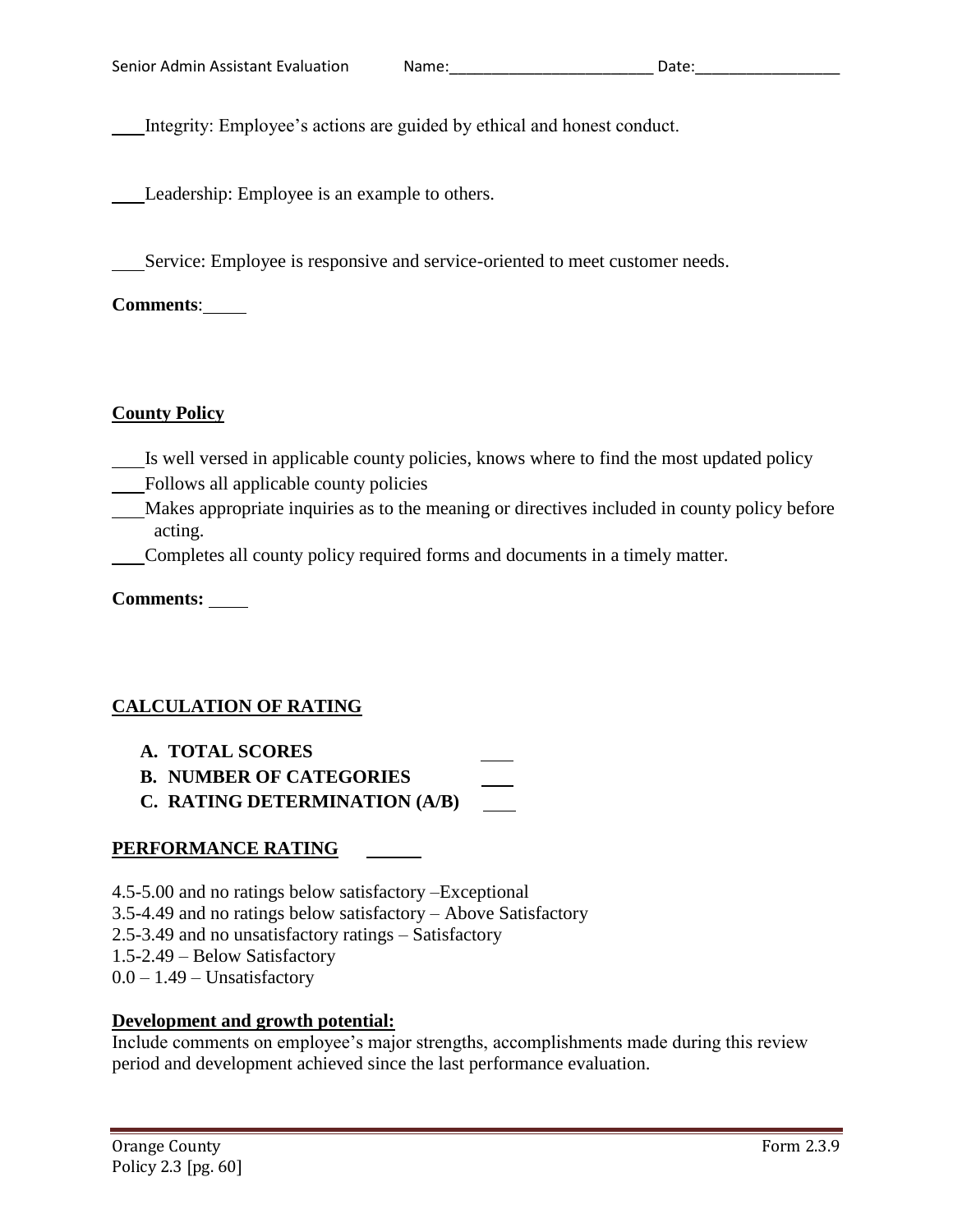\_\_\_\_Integrity: Employee's actions are guided by ethical and honest conduct.

\_\_\_\_Leadership: Employee is an example to others.

\_\_\_\_Service: Employee is responsive and service-oriented to meet customer needs.

**Comments**: \_\_\_\_\_

**<u>County Policy</u>**

\_\_\_\_Is well versed in applicable county policies, knows where to find the most updated policy
\_\_\_\_Follows all applicable county policies
\_\_\_\_Makes appropriate inquiries as to the meaning or directives included in county policy before acting.
\_\_\_\_Completes all county policy required forms and documents in a timely matter.

**Comments:** \_\_\_\_\_

**<u>CALCULATION OF RATING</u>**

- **A. TOTAL SCORES** \_\_\_\_
- **B. NUMBER OF CATEGORIES** \_\_\_\_
- **C. RATING DETERMINATION (A/B)** \_\_\_\_

**<u>PERFORMANCE RATING</u>** \_\_\_\_\_\_\_

4.5-5.00 and no ratings below satisfactory –Exceptional
3.5-4.49 and no ratings below satisfactory – Above Satisfactory
2.5-3.49 and no unsatisfactory ratings – Satisfactory
1.5-2.49 – Below Satisfactory
0.0 – 1.49 – Unsatisfactory

**<u>Development and growth potential:</u>**
Include comments on employee's major strengths, accomplishments made during this review period and development achieved since the last performance evaluation.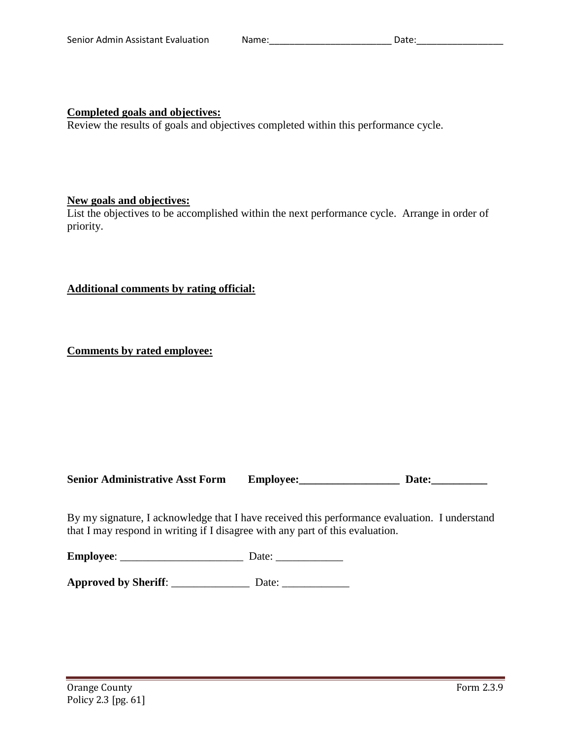**Completed goals and objectives:**

Review the results of goals and objectives completed within this performance cycle.

**New goals and objectives:**

List the objectives to be accomplished within the next performance cycle. Arrange in order of priority.

**Additional comments by rating official:**

**Comments by rated employee:**

**Senior Administrative Asst Form Employee:__________________ Date:__________**

By my signature, I acknowledge that I have received this performance evaluation. I understand that I may respond in writing if I disagree with any part of this evaluation.

**Employee**: ______________________ Date: ____________

**Approved by Sheriff**: ______________ Date: ____________